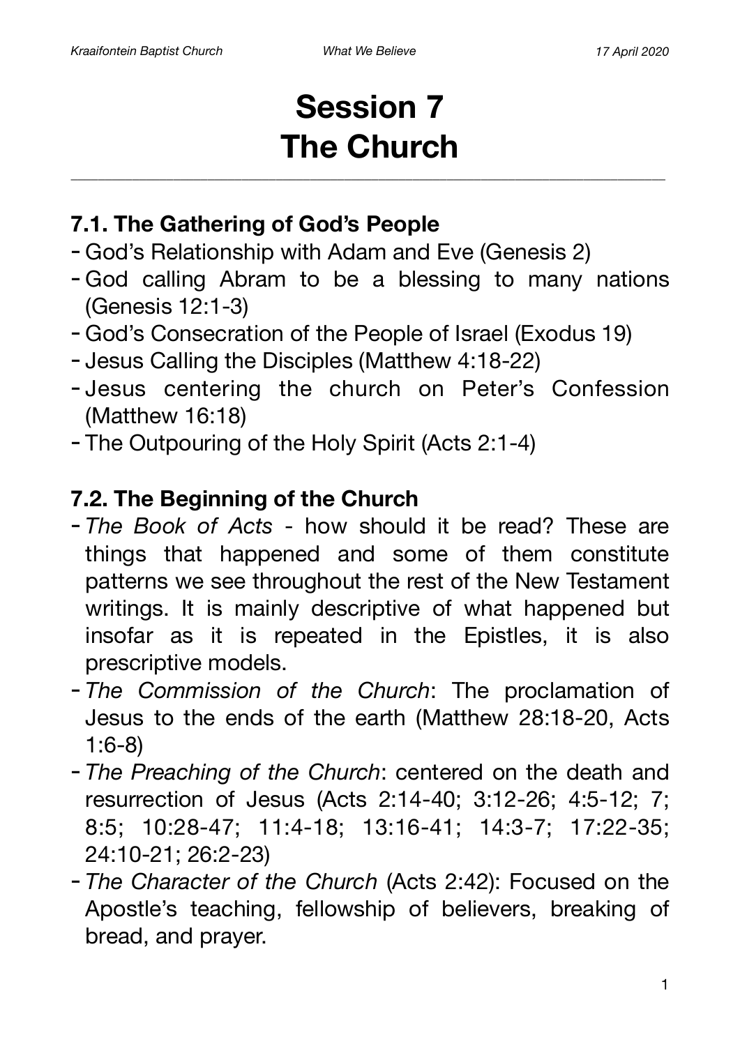# Session 7
# The Church

---

## 7.1. The Gathering of God's People

- God's Relationship with Adam and Eve (Genesis 2)
- God calling Abram to be a blessing to many nations (Genesis 12:1-3)
- God's Consecration of the People of Israel (Exodus 19)
- Jesus Calling the Disciples (Matthew 4:18-22)
- Jesus centering the church on Peter's Confession (Matthew 16:18)
- The Outpouring of the Holy Spirit (Acts 2:1-4)

## 7.2. The Beginning of the Church

- *The Book of Acts* - how should it be read? These are things that happened and some of them constitute patterns we see throughout the rest of the New Testament writings. It is mainly descriptive of what happened but insofar as it is repeated in the Epistles, it is also prescriptive models.
- *The Commission of the Church*: The proclamation of Jesus to the ends of the earth (Matthew 28:18-20, Acts 1:6-8)
- *The Preaching of the Church*: centered on the death and resurrection of Jesus (Acts 2:14-40; 3:12-26; 4:5-12; 7; 8:5; 10:28-47; 11:4-18; 13:16-41; 14:3-7; 17:22-35; 24:10-21; 26:2-23)
- *The Character of the Church* (Acts 2:42): Focused on the Apostle's teaching, fellowship of believers, breaking of bread, and prayer.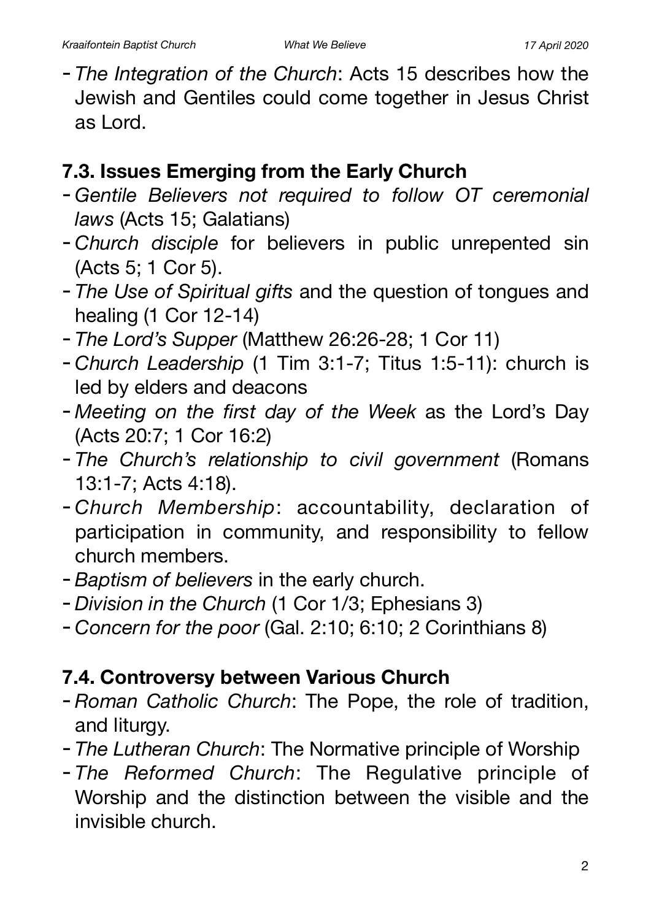- *The Integration of the Church*: Acts 15 describes how the Jewish and Gentiles could come together in Jesus Christ as Lord.

### 7.3. Issues Emerging from the Early Church

- *Gentile Believers not required to follow OT ceremonial laws* (Acts 15; Galatians)
- *Church disciple* for believers in public unrepented sin (Acts 5; 1 Cor 5).
- *The Use of Spiritual gifts* and the question of tongues and healing (1 Cor 12-14)
- *The Lord's Supper* (Matthew 26:26-28; 1 Cor 11)
- *Church Leadership* (1 Tim 3:1-7; Titus 1:5-11): church is led by elders and deacons
- *Meeting on the first day of the Week* as the Lord's Day (Acts 20:7; 1 Cor 16:2)
- *The Church's relationship to civil government* (Romans 13:1-7; Acts 4:18).
- *Church Membership*: accountability, declaration of participation in community, and responsibility to fellow church members.
- *Baptism of believers* in the early church.
- *Division in the Church* (1 Cor 1/3; Ephesians 3)
- *Concern for the poor* (Gal. 2:10; 6:10; 2 Corinthians 8)

### 7.4. Controversy between Various Church

- *Roman Catholic Church*: The Pope, the role of tradition, and liturgy.
- *The Lutheran Church*: The Normative principle of Worship
- *The Reformed Church*: The Regulative principle of Worship and the distinction between the visible and the invisible church.